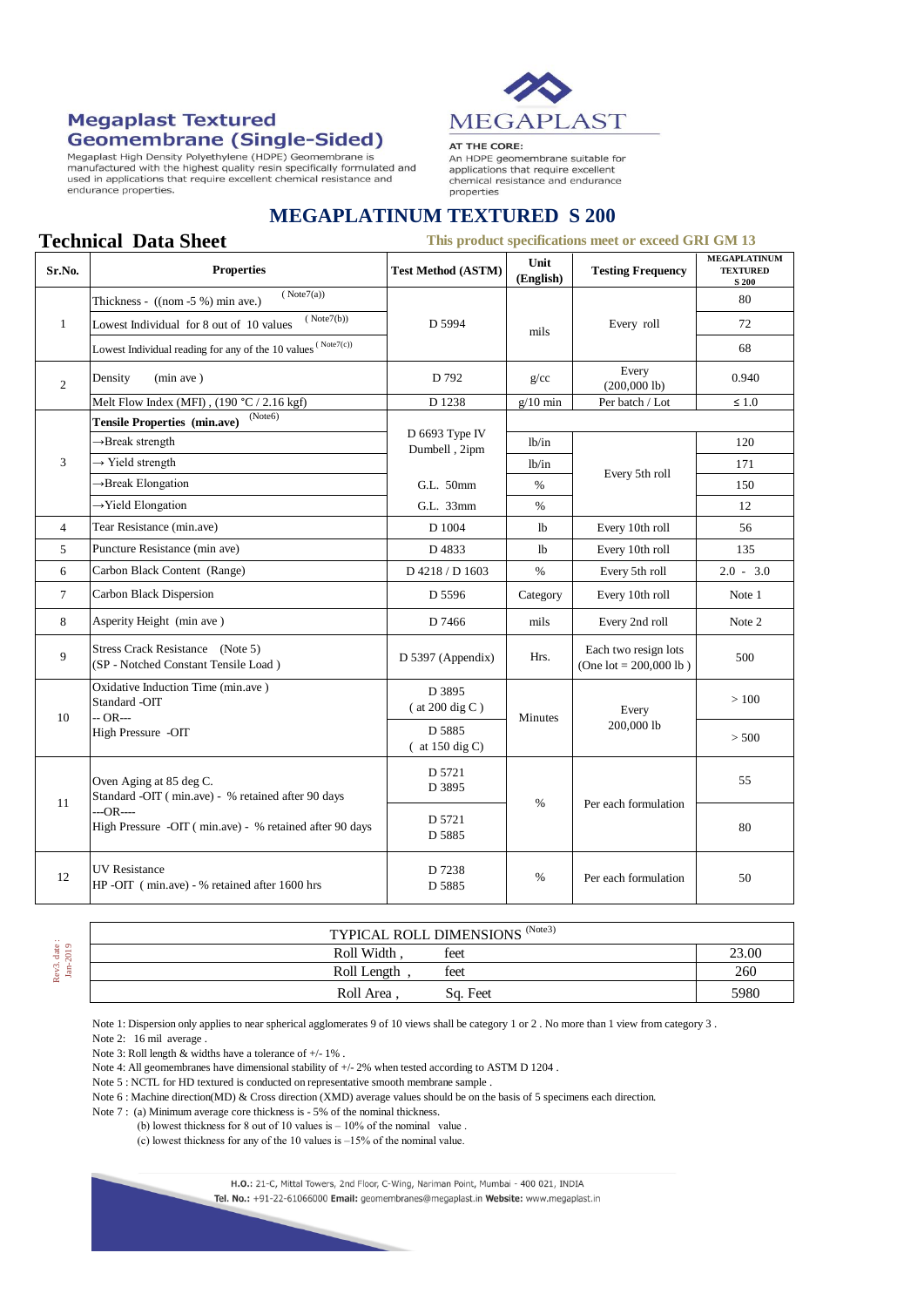## Megaplast Textured Geomembrane (Single-Sided)

Megaplast High Density Polyethylene (HDPE) Geomembrane is manufactured with the highest quality resin specifically formulated and used in applications that require excellent chemical resistance and endurance properties.

MEGAPLAST

AT THE CORE:
An HDPE geomembrane suitable for applications that require excellent chemical resistance and endurance properties

# MEGAPLATINUM TEXTURED S 200

## Technical Data Sheet

**This product specifications meet or exceed GRI GM 13**

| Sr.No. | Properties | Test Method (ASTM) | Unit (English) | Testing Frequency | MEGAPLATINUM TEXTURED S 200 |
|---|---|---|---|---|---|
| 1 | Thickness - ((nom -5 %) min ave.) (Note7(a)) | D 5994 | mils | Every roll | 80 |
| | Lowest Individual for 8 out of 10 values (Note7(b)) | | | | 72 |
| | Lowest Individual reading for any of the 10 values (Note7(c)) | | | | 68 |
| 2 | Density (min ave ) | D 792 | g/cc | Every (200,000 lb) | 0.940 |
| | Melt Flow Index (MFI) , (190 °C / 2.16 kgf) | D 1238 | g/10 min | Per batch / Lot | ≤ 1.0 |
| 3 | **Tensile Properties (min.ave)** (Note6) | D 6693 Type IV Dumbell , 2ipm | | | |
| | →Break strength | | lb/in | Every 5th roll | 120 |
| | → Yield strength | | lb/in | | 171 |
| | →Break Elongation | G.L. 50mm | % | | 150 |
| | →Yield Elongation | G.L. 33mm | % | | 12 |
| 4 | Tear Resistance (min.ave) | D 1004 | lb | Every 10th roll | 56 |
| 5 | Puncture Resistance (min ave) | D 4833 | lb | Every 10th roll | 135 |
| 6 | Carbon Black Content (Range) | D 4218 / D 1603 | % | Every 5th roll | 2.0 - 3.0 |
| 7 | Carbon Black Dispersion | D 5596 | Category | Every 10th roll | Note 1 |
| 8 | Asperity Height (min ave ) | D 7466 | mils | Every 2nd roll | Note 2 |
| 9 | Stress Crack Resistance (Note 5) (SP - Notched Constant Tensile Load ) | D 5397 (Appendix) | Hrs. | Each two resign lots (One lot = 200,000 lb ) | 500 |
| 10 | Oxidative Induction Time (min.ave ) Standard -OIT | D 3895 ( at 200 dig C ) | Minutes | Every 200,000 lb | > 100 |
| | -- OR--- High Pressure -OIT | D 5885 ( at 150 dig C) | | | > 500 |
| 11 | Oven Aging at 85 deg C. Standard -OIT ( min.ave) - % retained after 90 days | D 5721 D 3895 | % | Per each formulation | 55 |
| | ---OR---- High Pressure -OIT ( min.ave) - % retained after 90 days | D 5721 D 5885 | | | 80 |
| 12 | UV Resistance HP -OIT ( min.ave) - % retained after 1600 hrs | D 7238 D 5885 | % | Per each formulation | 50 |

| TYPICAL ROLL DIMENSIONS (Note3) | |
|---|---|
| Roll Width , feet | 23.00 |
| Roll Length , feet | 260 |
| Roll Area , Sq. Feet | 5980 |

Rev3. date : Jan-2019

Note 1: Dispersion only applies to near spherical agglomerates 9 of 10 views shall be category 1 or 2 . No more than 1 view from category 3 .

Note 2: 16 mil average .

Note 3: Roll length & widths have a tolerance of +/- 1% .

Note 4: All geomembranes have dimensional stability of +/- 2% when tested according to ASTM D 1204 .

Note 5 : NCTL for HD textured is conducted on representative smooth membrane sample .

Note 6 : Machine direction(MD) & Cross direction (XMD) average values should be on the basis of 5 specimens each direction.

Note 7 : (a) Minimum average core thickness is - 5% of the nominal thickness.

(b) lowest thickness for 8 out of 10 values is – 10% of the nominal value .

(c) lowest thickness for any of the 10 values is –15% of the nominal value.

**H.O.:** 21-C, Mittal Towers, 2nd Floor, C-Wing, Nariman Point, Mumbai - 400 021, INDIA
**Tel. No.:** +91-22-61066000 **Email:** geomembranes@megaplast.in **Website:** www.megaplast.in